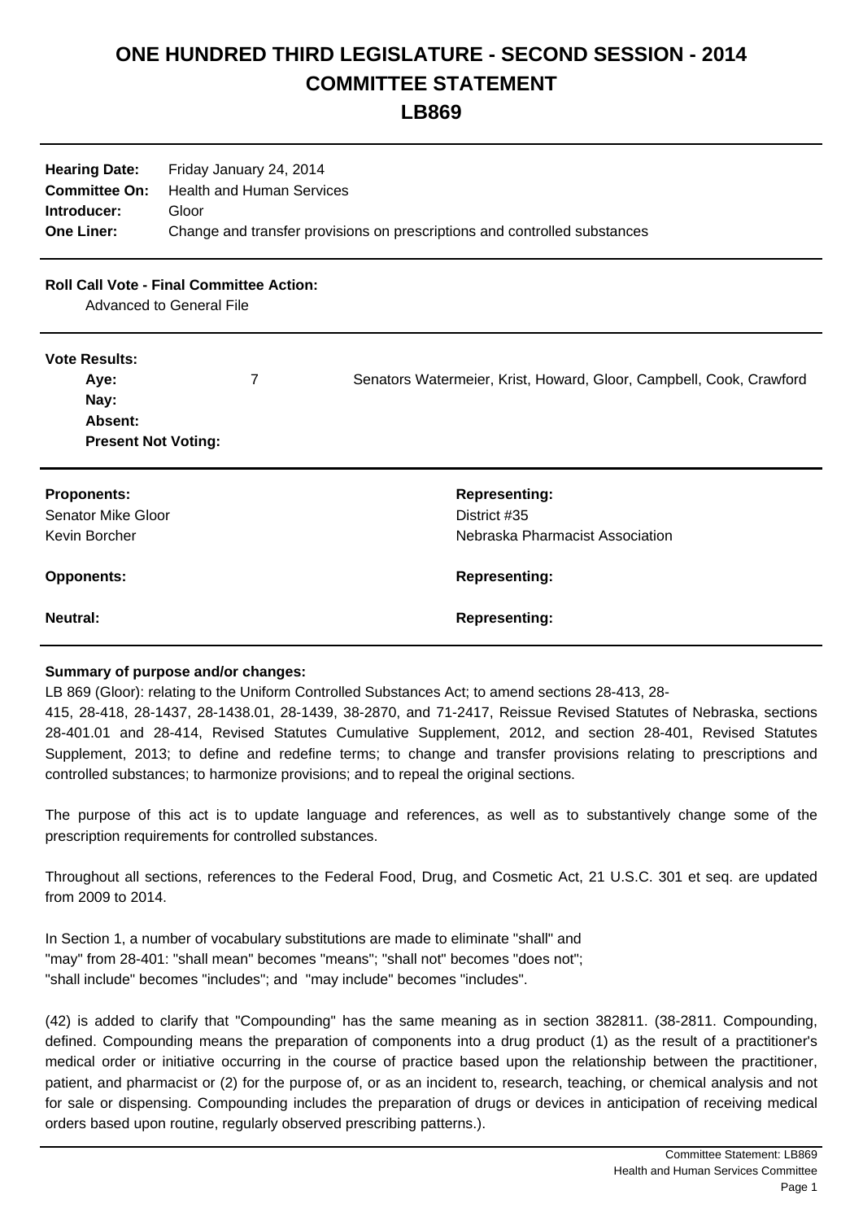# ONE HUNDRED THIRD LEGISLATURE - SECOND SESSION - 2014
# COMMITTEE STATEMENT
# LB869

| | |
|---|---|
| **Hearing Date:** | Friday January 24, 2014 |
| **Committee On:** | Health and Human Services |
| **Introducer:** | Gloor |
| **One Liner:** | Change and transfer provisions on prescriptions and controlled substances |

**Roll Call Vote - Final Committee Action:**

Advanced to General File

**Vote Results:**

| | | |
|---|---|---|
| **Aye:** | 7 | Senators Watermeier, Krist, Howard, Gloor, Campbell, Cook, Crawford |
| **Nay:** | | |
| **Absent:** | | |
| **Present Not Voting:** | | |

| **Proponents:** | **Representing:** |
|---|---|
| Senator Mike Gloor | District #35 |
| Kevin Borcher | Nebraska Pharmacist Association |

| **Opponents:** | **Representing:** |
|---|---|

| **Neutral:** | **Representing:** |
|---|---|

**Summary of purpose and/or changes:**

LB 869 (Gloor): relating to the Uniform Controlled Substances Act; to amend sections 28-413, 28-415, 28-418, 28-1437, 28-1438.01, 28-1439, 38-2870, and 71-2417, Reissue Revised Statutes of Nebraska, sections 28-401.01 and 28-414, Revised Statutes Cumulative Supplement, 2012, and section 28-401, Revised Statutes Supplement, 2013; to define and redefine terms; to change and transfer provisions relating to prescriptions and controlled substances; to harmonize provisions; and to repeal the original sections.

The purpose of this act is to update language and references, as well as to substantively change some of the prescription requirements for controlled substances.

Throughout all sections, references to the Federal Food, Drug, and Cosmetic Act, 21 U.S.C. 301 et seq. are updated from 2009 to 2014.

In Section 1, a number of vocabulary substitutions are made to eliminate "shall" and "may" from 28-401: "shall mean" becomes "means"; "shall not" becomes "does not"; "shall include" becomes "includes"; and "may include" becomes "includes".

(42) is added to clarify that "Compounding" has the same meaning as in section 382811. (38-2811. Compounding, defined. Compounding means the preparation of components into a drug product (1) as the result of a practitioner's medical order or initiative occurring in the course of practice based upon the relationship between the practitioner, patient, and pharmacist or (2) for the purpose of, or as an incident to, research, teaching, or chemical analysis and not for sale or dispensing. Compounding includes the preparation of drugs or devices in anticipation of receiving medical orders based upon routine, regularly observed prescribing patterns.).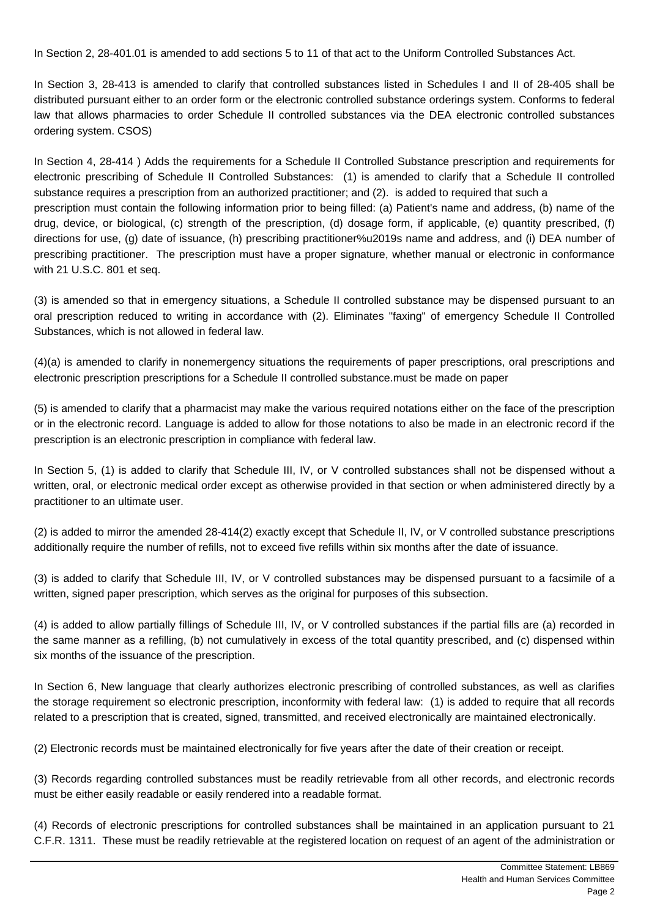In Section 2, 28-401.01 is amended to add sections 5 to 11 of that act to the Uniform Controlled Substances Act.

In Section 3, 28-413 is amended to clarify that controlled substances listed in Schedules I and II of 28-405 shall be distributed pursuant either to an order form or the electronic controlled substance orderings system. Conforms to federal law that allows pharmacies to order Schedule II controlled substances via the DEA electronic controlled substances ordering system. CSOS)

In Section 4, 28-414 ) Adds the requirements for a Schedule II Controlled Substance prescription and requirements for electronic prescribing of Schedule II Controlled Substances: (1) is amended to clarify that a Schedule II controlled substance requires a prescription from an authorized practitioner; and (2). is added to required that such a prescription must contain the following information prior to being filled: (a) Patient's name and address, (b) name of the drug, device, or biological, (c) strength of the prescription, (d) dosage form, if applicable, (e) quantity prescribed, (f) directions for use, (g) date of issuance, (h) prescribing practitioner%u2019s name and address, and (i) DEA number of prescribing practitioner. The prescription must have a proper signature, whether manual or electronic in conformance with 21 U.S.C. 801 et seq.

(3) is amended so that in emergency situations, a Schedule II controlled substance may be dispensed pursuant to an oral prescription reduced to writing in accordance with (2). Eliminates "faxing" of emergency Schedule II Controlled Substances, which is not allowed in federal law.

(4)(a) is amended to clarify in nonemergency situations the requirements of paper prescriptions, oral prescriptions and electronic prescription prescriptions for a Schedule II controlled substance.must be made on paper

(5) is amended to clarify that a pharmacist may make the various required notations either on the face of the prescription or in the electronic record. Language is added to allow for those notations to also be made in an electronic record if the prescription is an electronic prescription in compliance with federal law.

In Section 5, (1) is added to clarify that Schedule III, IV, or V controlled substances shall not be dispensed without a written, oral, or electronic medical order except as otherwise provided in that section or when administered directly by a practitioner to an ultimate user.

(2) is added to mirror the amended 28-414(2) exactly except that Schedule II, IV, or V controlled substance prescriptions additionally require the number of refills, not to exceed five refills within six months after the date of issuance.

(3) is added to clarify that Schedule III, IV, or V controlled substances may be dispensed pursuant to a facsimile of a written, signed paper prescription, which serves as the original for purposes of this subsection.

(4) is added to allow partially fillings of Schedule III, IV, or V controlled substances if the partial fills are (a) recorded in the same manner as a refilling, (b) not cumulatively in excess of the total quantity prescribed, and (c) dispensed within six months of the issuance of the prescription.

In Section 6, New language that clearly authorizes electronic prescribing of controlled substances, as well as clarifies the storage requirement so electronic prescription, inconformity with federal law: (1) is added to require that all records related to a prescription that is created, signed, transmitted, and received electronically are maintained electronically.

(2) Electronic records must be maintained electronically for five years after the date of their creation or receipt.

(3) Records regarding controlled substances must be readily retrievable from all other records, and electronic records must be either easily readable or easily rendered into a readable format.

(4) Records of electronic prescriptions for controlled substances shall be maintained in an application pursuant to 21 C.F.R. 1311. These must be readily retrievable at the registered location on request of an agent of the administration or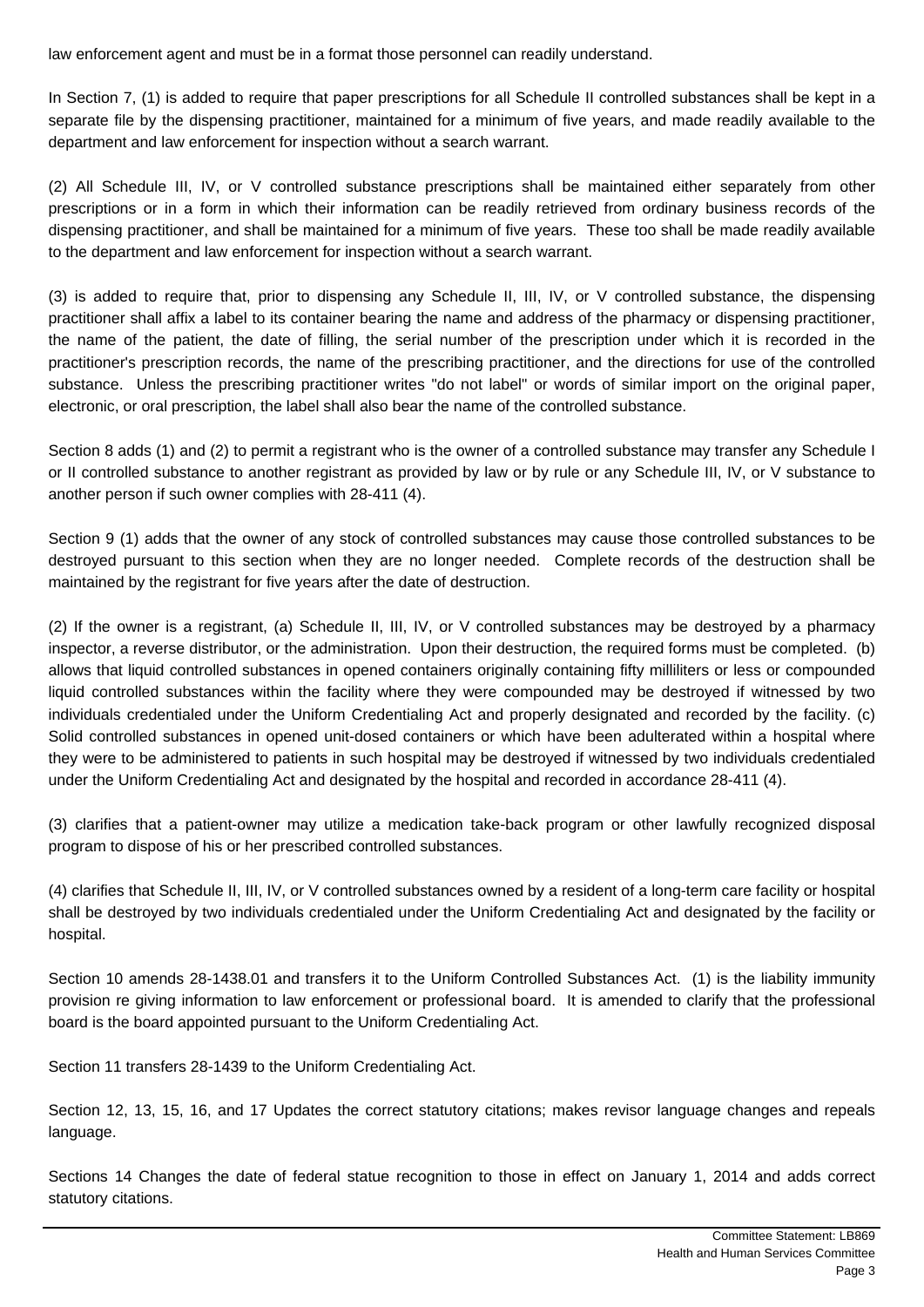law enforcement agent and must be in a format those personnel can readily understand.

In Section 7, (1) is added to require that paper prescriptions for all Schedule II controlled substances shall be kept in a separate file by the dispensing practitioner, maintained for a minimum of five years, and made readily available to the department and law enforcement for inspection without a search warrant.

(2) All Schedule III, IV, or V controlled substance prescriptions shall be maintained either separately from other prescriptions or in a form in which their information can be readily retrieved from ordinary business records of the dispensing practitioner, and shall be maintained for a minimum of five years. These too shall be made readily available to the department and law enforcement for inspection without a search warrant.

(3) is added to require that, prior to dispensing any Schedule II, III, IV, or V controlled substance, the dispensing practitioner shall affix a label to its container bearing the name and address of the pharmacy or dispensing practitioner, the name of the patient, the date of filling, the serial number of the prescription under which it is recorded in the practitioner's prescription records, the name of the prescribing practitioner, and the directions for use of the controlled substance. Unless the prescribing practitioner writes "do not label" or words of similar import on the original paper, electronic, or oral prescription, the label shall also bear the name of the controlled substance.

Section 8 adds (1) and (2) to permit a registrant who is the owner of a controlled substance may transfer any Schedule I or II controlled substance to another registrant as provided by law or by rule or any Schedule III, IV, or V substance to another person if such owner complies with 28-411 (4).

Section 9 (1) adds that the owner of any stock of controlled substances may cause those controlled substances to be destroyed pursuant to this section when they are no longer needed. Complete records of the destruction shall be maintained by the registrant for five years after the date of destruction.

(2) If the owner is a registrant, (a) Schedule II, III, IV, or V controlled substances may be destroyed by a pharmacy inspector, a reverse distributor, or the administration. Upon their destruction, the required forms must be completed. (b) allows that liquid controlled substances in opened containers originally containing fifty milliliters or less or compounded liquid controlled substances within the facility where they were compounded may be destroyed if witnessed by two individuals credentialed under the Uniform Credentialing Act and properly designated and recorded by the facility. (c) Solid controlled substances in opened unit-dosed containers or which have been adulterated within a hospital where they were to be administered to patients in such hospital may be destroyed if witnessed by two individuals credentialed under the Uniform Credentialing Act and designated by the hospital and recorded in accordance 28-411 (4).

(3) clarifies that a patient-owner may utilize a medication take-back program or other lawfully recognized disposal program to dispose of his or her prescribed controlled substances.

(4) clarifies that Schedule II, III, IV, or V controlled substances owned by a resident of a long-term care facility or hospital shall be destroyed by two individuals credentialed under the Uniform Credentialing Act and designated by the facility or hospital.

Section 10 amends 28-1438.01 and transfers it to the Uniform Controlled Substances Act. (1) is the liability immunity provision re giving information to law enforcement or professional board. It is amended to clarify that the professional board is the board appointed pursuant to the Uniform Credentialing Act.

Section 11 transfers 28-1439 to the Uniform Credentialing Act.

Section 12, 13, 15, 16, and 17 Updates the correct statutory citations; makes revisor language changes and repeals language.

Sections 14 Changes the date of federal statue recognition to those in effect on January 1, 2014 and adds correct statutory citations.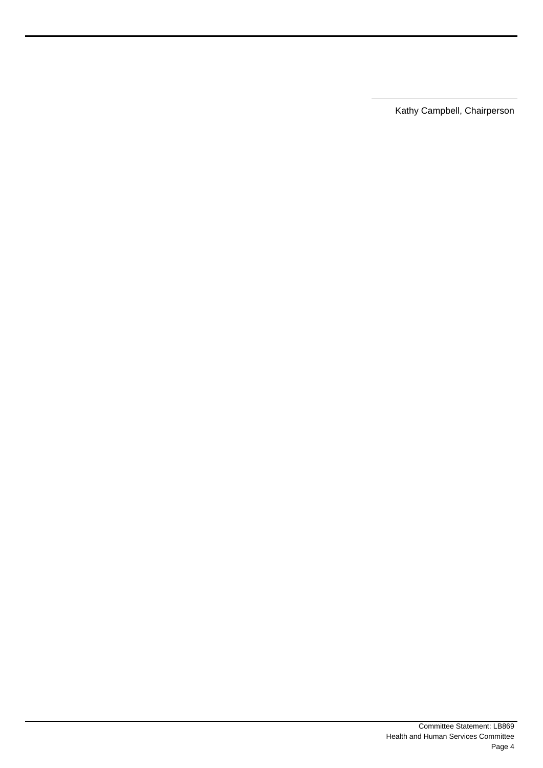Kathy Campbell, Chairperson